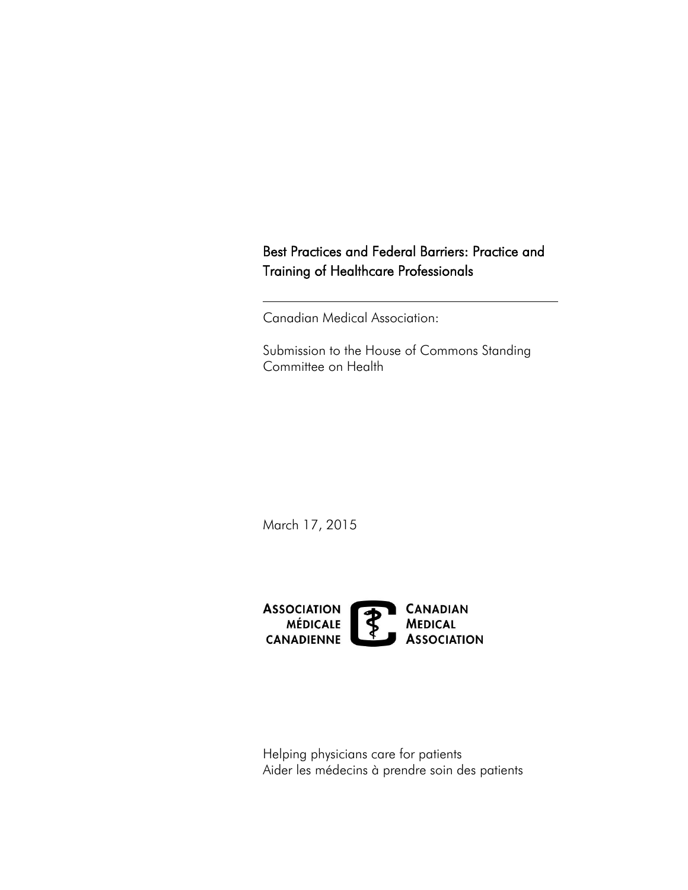# Best Practices and Federal Barriers: Practice and Training of Healthcare Professionals

---

Canadian Medical Association:

Submission to the House of Commons Standing Committee on Health

March 17, 2015

ASSOCIATION MÉDICALE CANADIENNE

CANADIAN MEDICAL ASSOCIATION

Helping physicians care for patients
Aider les médecins à prendre soin des patients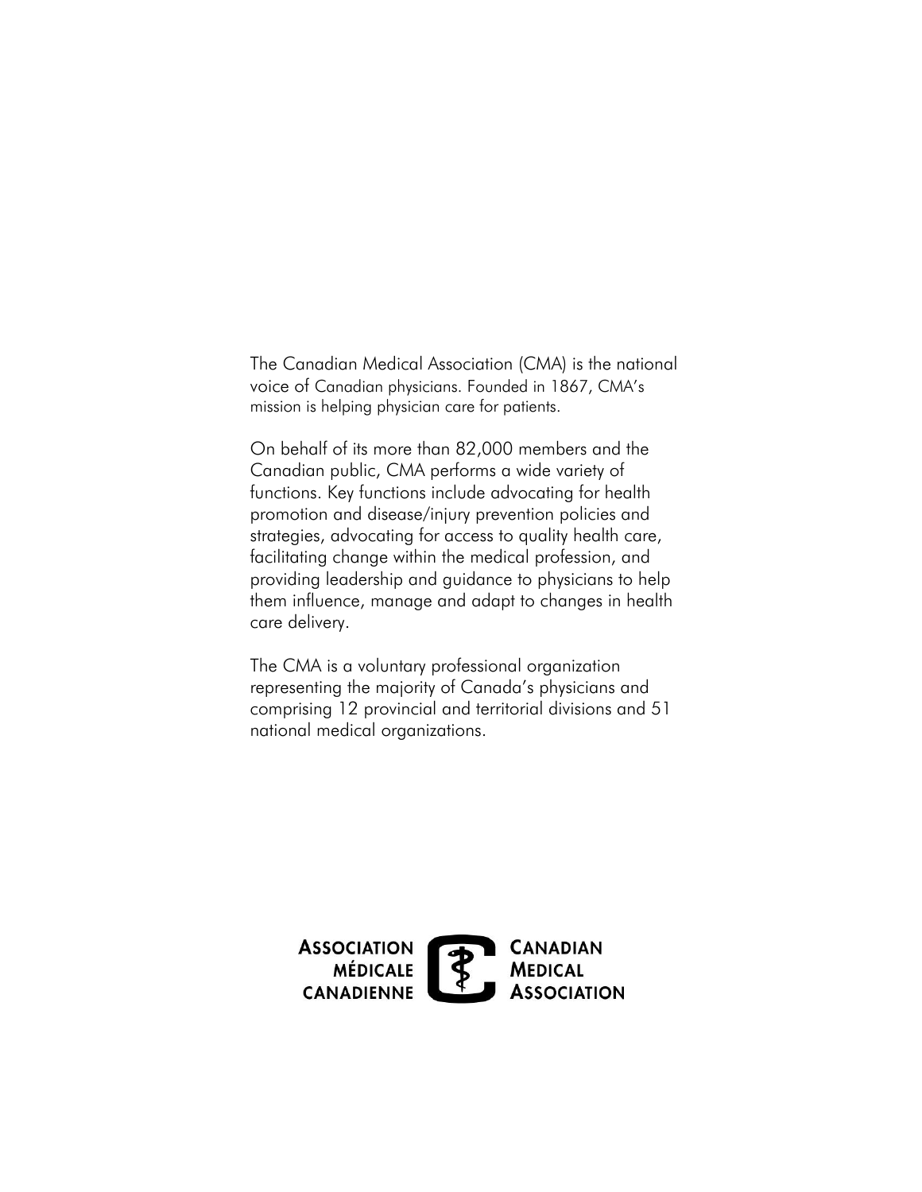The Canadian Medical Association (CMA) is the national voice of Canadian physicians. Founded in 1867, CMA's mission is helping physician care for patients.

On behalf of its more than 82,000 members and the Canadian public, CMA performs a wide variety of functions. Key functions include advocating for health promotion and disease/injury prevention policies and strategies, advocating for access to quality health care, facilitating change within the medical profession, and providing leadership and guidance to physicians to help them influence, manage and adapt to changes in health care delivery.

The CMA is a voluntary professional organization representing the majority of Canada's physicians and comprising 12 provincial and territorial divisions and 51 national medical organizations.

ASSOCIATION MÉDICALE CANADIENNE

CANADIAN MEDICAL ASSOCIATION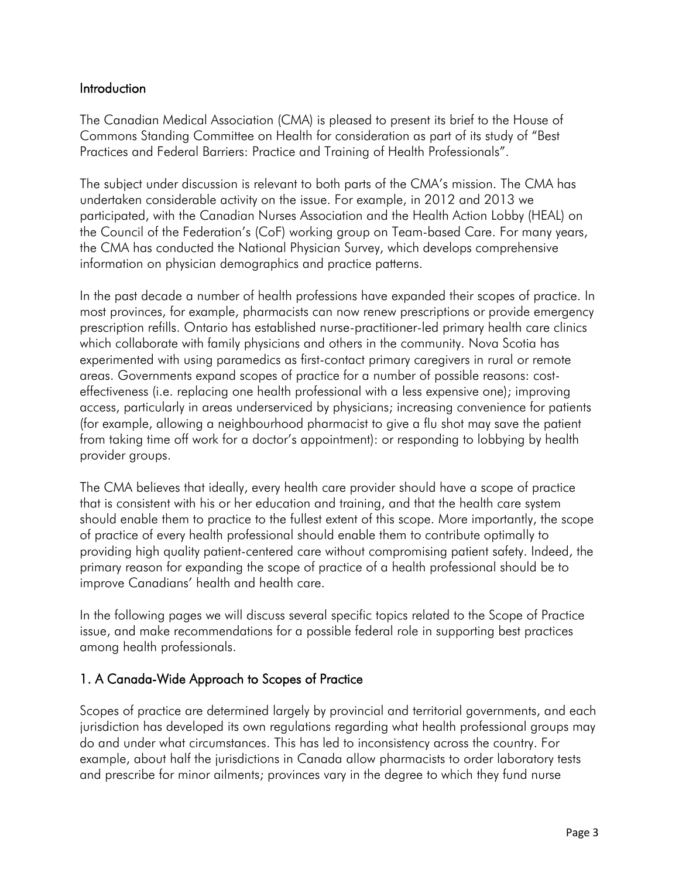## Introduction

The Canadian Medical Association (CMA) is pleased to present its brief to the House of Commons Standing Committee on Health for consideration as part of its study of "Best Practices and Federal Barriers: Practice and Training of Health Professionals".

The subject under discussion is relevant to both parts of the CMA's mission. The CMA has undertaken considerable activity on the issue. For example, in 2012 and 2013 we participated, with the Canadian Nurses Association and the Health Action Lobby (HEAL) on the Council of the Federation's (CoF) working group on Team-based Care. For many years, the CMA has conducted the National Physician Survey, which develops comprehensive information on physician demographics and practice patterns.

In the past decade a number of health professions have expanded their scopes of practice. In most provinces, for example, pharmacists can now renew prescriptions or provide emergency prescription refills. Ontario has established nurse-practitioner-led primary health care clinics which collaborate with family physicians and others in the community. Nova Scotia has experimented with using paramedics as first-contact primary caregivers in rural or remote areas. Governments expand scopes of practice for a number of possible reasons: cost-effectiveness (i.e. replacing one health professional with a less expensive one); improving access, particularly in areas underserviced by physicians; increasing convenience for patients (for example, allowing a neighbourhood pharmacist to give a flu shot may save the patient from taking time off work for a doctor's appointment): or responding to lobbying by health provider groups.

The CMA believes that ideally, every health care provider should have a scope of practice that is consistent with his or her education and training, and that the health care system should enable them to practice to the fullest extent of this scope. More importantly, the scope of practice of every health professional should enable them to contribute optimally to providing high quality patient-centered care without compromising patient safety. Indeed, the primary reason for expanding the scope of practice of a health professional should be to improve Canadians' health and health care.

In the following pages we will discuss several specific topics related to the Scope of Practice issue, and make recommendations for a possible federal role in supporting best practices among health professionals.

## 1. A Canada-Wide Approach to Scopes of Practice

Scopes of practice are determined largely by provincial and territorial governments, and each jurisdiction has developed its own regulations regarding what health professional groups may do and under what circumstances. This has led to inconsistency across the country. For example, about half the jurisdictions in Canada allow pharmacists to order laboratory tests and prescribe for minor ailments; provinces vary in the degree to which they fund nurse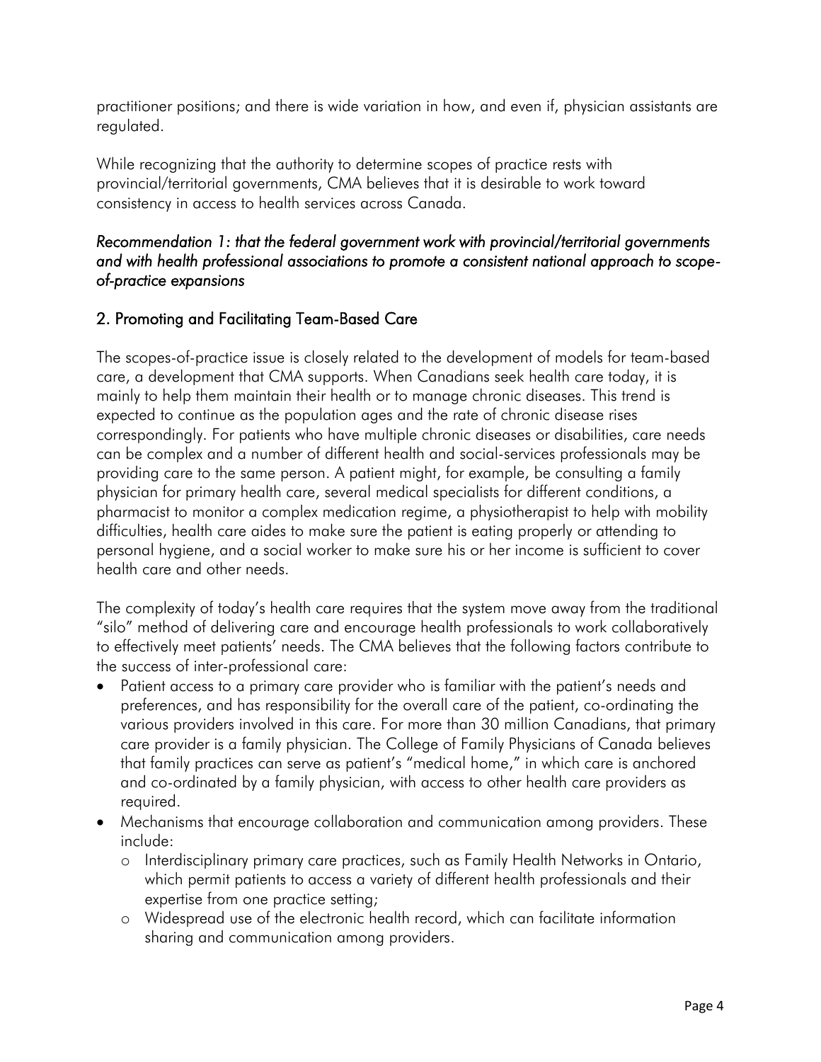practitioner positions; and there is wide variation in how, and even if, physician assistants are regulated.

While recognizing that the authority to determine scopes of practice rests with provincial/territorial governments, CMA believes that it is desirable to work toward consistency in access to health services across Canada.

*Recommendation 1: that the federal government work with provincial/territorial governments and with health professional associations to promote a consistent national approach to scope-of-practice expansions*

## 2. Promoting and Facilitating Team-Based Care

The scopes-of-practice issue is closely related to the development of models for team-based care, a development that CMA supports. When Canadians seek health care today, it is mainly to help them maintain their health or to manage chronic diseases. This trend is expected to continue as the population ages and the rate of chronic disease rises correspondingly. For patients who have multiple chronic diseases or disabilities, care needs can be complex and a number of different health and social-services professionals may be providing care to the same person. A patient might, for example, be consulting a family physician for primary health care, several medical specialists for different conditions, a pharmacist to monitor a complex medication regime, a physiotherapist to help with mobility difficulties, health care aides to make sure the patient is eating properly or attending to personal hygiene, and a social worker to make sure his or her income is sufficient to cover health care and other needs.

The complexity of today's health care requires that the system move away from the traditional "silo" method of delivering care and encourage health professionals to work collaboratively to effectively meet patients' needs. The CMA believes that the following factors contribute to the success of inter-professional care:

- Patient access to a primary care provider who is familiar with the patient's needs and preferences, and has responsibility for the overall care of the patient, co-ordinating the various providers involved in this care. For more than 30 million Canadians, that primary care provider is a family physician. The College of Family Physicians of Canada believes that family practices can serve as patient's "medical home," in which care is anchored and co-ordinated by a family physician, with access to other health care providers as required.
- Mechanisms that encourage collaboration and communication among providers. These include:
  - Interdisciplinary primary care practices, such as Family Health Networks in Ontario, which permit patients to access a variety of different health professionals and their expertise from one practice setting;
  - Widespread use of the electronic health record, which can facilitate information sharing and communication among providers.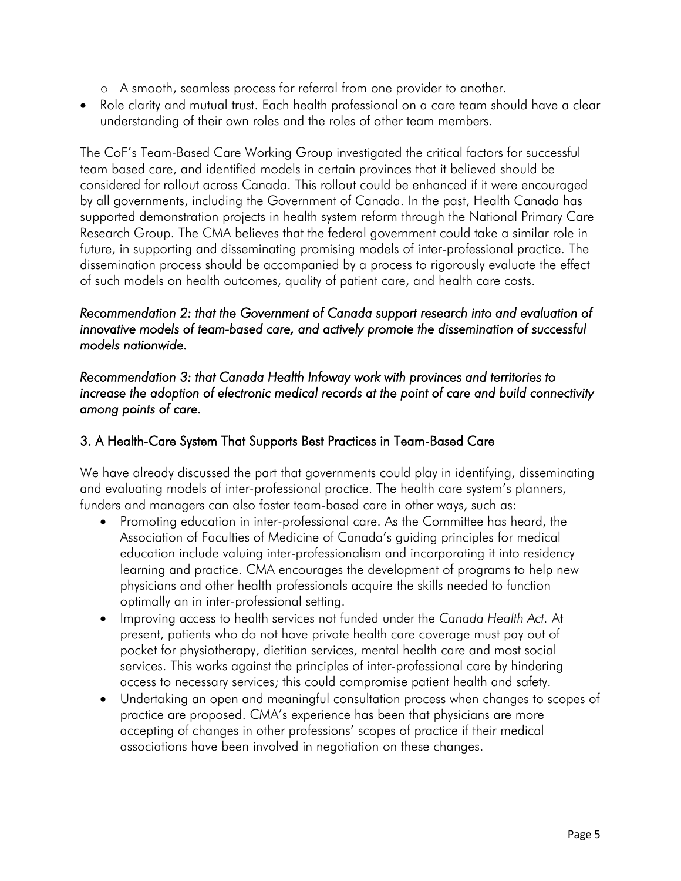- A smooth, seamless process for referral from one provider to another.
- Role clarity and mutual trust. Each health professional on a care team should have a clear understanding of their own roles and the roles of other team members.

The CoF's Team-Based Care Working Group investigated the critical factors for successful team based care, and identified models in certain provinces that it believed should be considered for rollout across Canada. This rollout could be enhanced if it were encouraged by all governments, including the Government of Canada. In the past, Health Canada has supported demonstration projects in health system reform through the National Primary Care Research Group. The CMA believes that the federal government could take a similar role in future, in supporting and disseminating promising models of inter-professional practice. The dissemination process should be accompanied by a process to rigorously evaluate the effect of such models on health outcomes, quality of patient care, and health care costs.

*Recommendation 2: that the Government of Canada support research into and evaluation of innovative models of team-based care, and actively promote the dissemination of successful models nationwide.*

*Recommendation 3: that Canada Health Infoway work with provinces and territories to increase the adoption of electronic medical records at the point of care and build connectivity among points of care.*

## 3. A Health-Care System That Supports Best Practices in Team-Based Care

We have already discussed the part that governments could play in identifying, disseminating and evaluating models of inter-professional practice. The health care system's planners, funders and managers can also foster team-based care in other ways, such as:

- Promoting education in inter-professional care. As the Committee has heard, the Association of Faculties of Medicine of Canada's guiding principles for medical education include valuing inter-professionalism and incorporating it into residency learning and practice. CMA encourages the development of programs to help new physicians and other health professionals acquire the skills needed to function optimally an in inter-professional setting.
- Improving access to health services not funded under the *Canada Health Act*. At present, patients who do not have private health care coverage must pay out of pocket for physiotherapy, dietitian services, mental health care and most social services. This works against the principles of inter-professional care by hindering access to necessary services; this could compromise patient health and safety.
- Undertaking an open and meaningful consultation process when changes to scopes of practice are proposed. CMA's experience has been that physicians are more accepting of changes in other professions' scopes of practice if their medical associations have been involved in negotiation on these changes.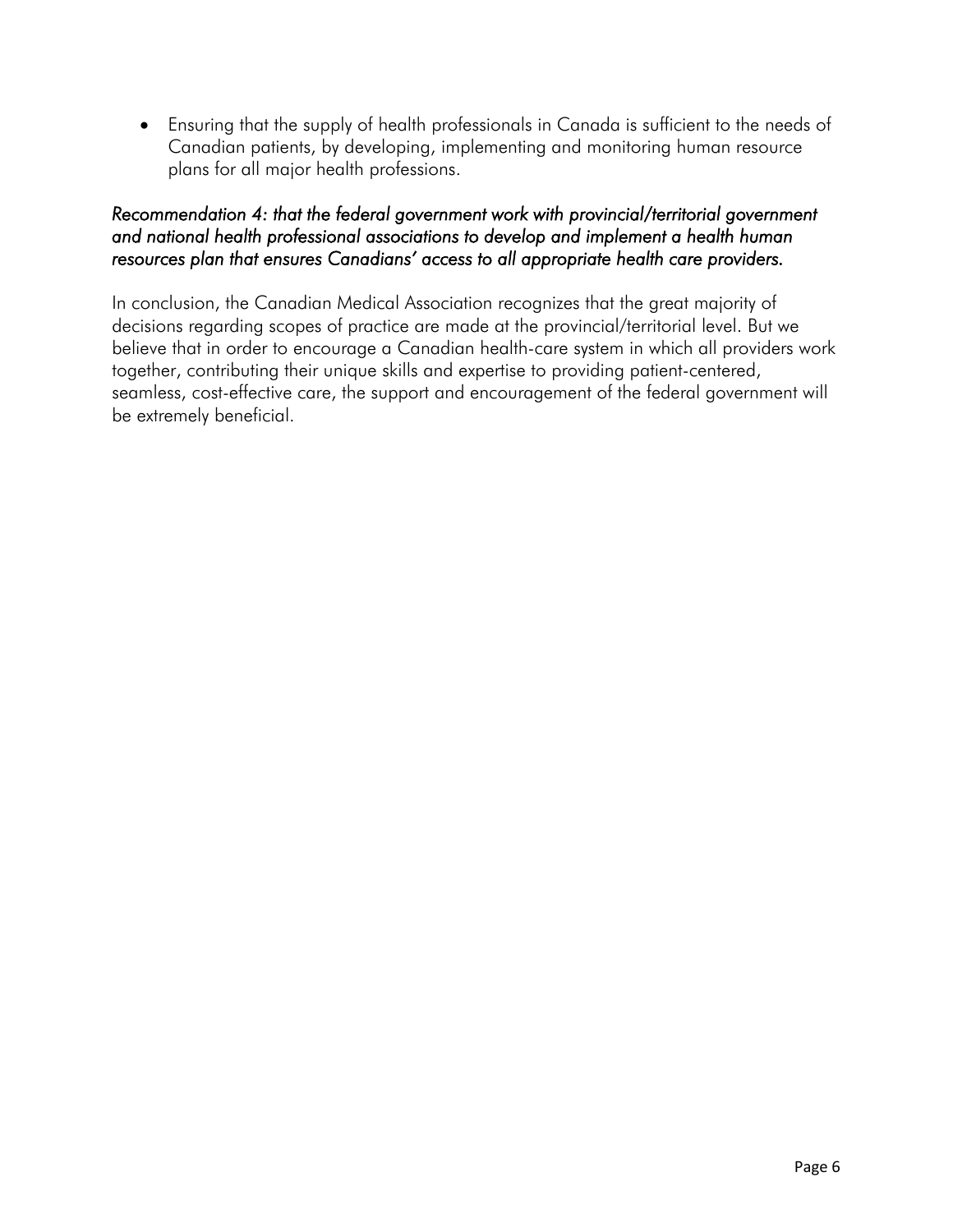- Ensuring that the supply of health professionals in Canada is sufficient to the needs of Canadian patients, by developing, implementing and monitoring human resource plans for all major health professions.

*Recommendation 4: that the federal government work with provincial/territorial government and national health professional associations to develop and implement a health human resources plan that ensures Canadians' access to all appropriate health care providers.*

In conclusion, the Canadian Medical Association recognizes that the great majority of decisions regarding scopes of practice are made at the provincial/territorial level. But we believe that in order to encourage a Canadian health-care system in which all providers work together, contributing their unique skills and expertise to providing patient-centered, seamless, cost-effective care, the support and encouragement of the federal government will be extremely beneficial.